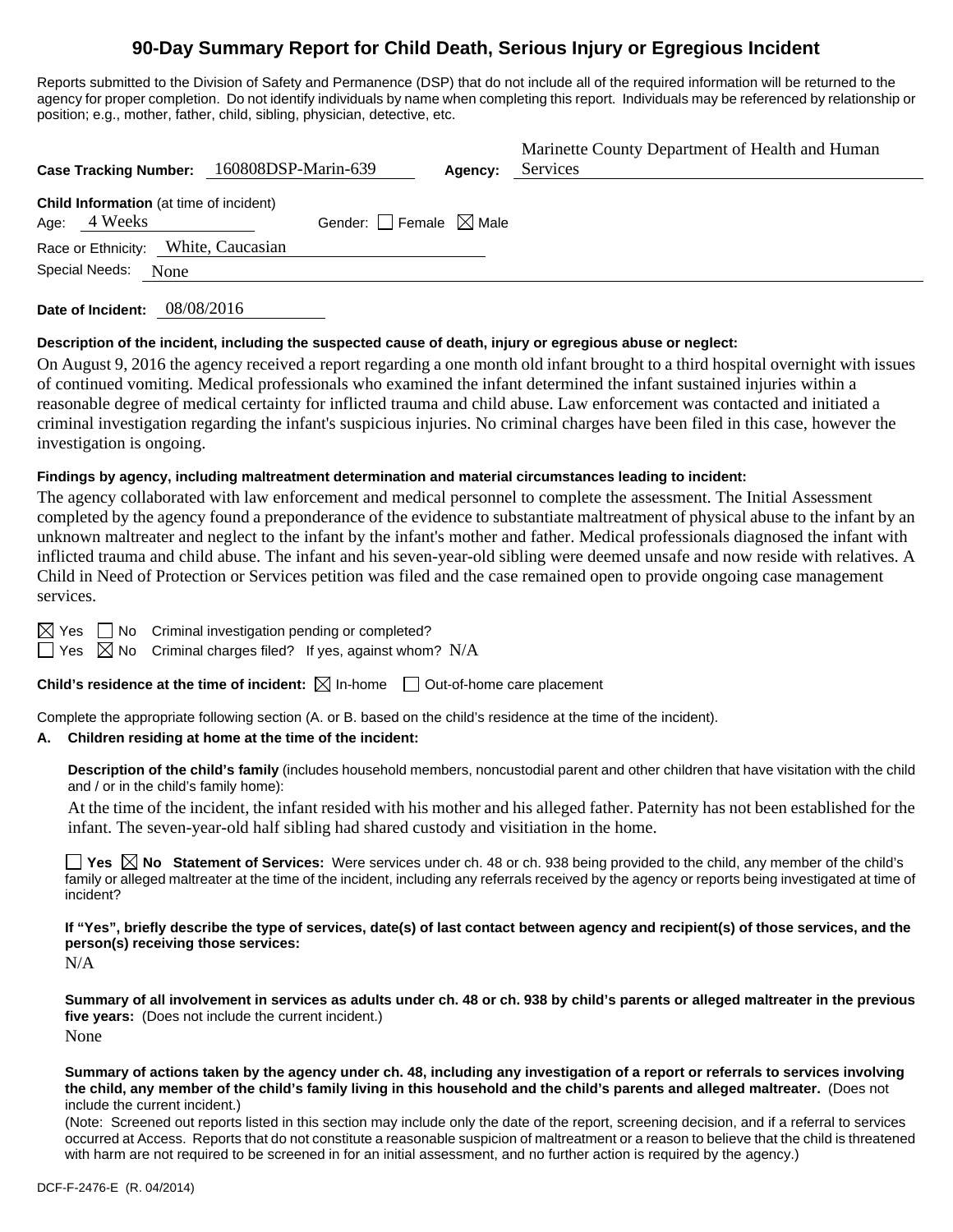# 90-Day Summary Report for Child Death, Serious Injury or Egregious Incident

Reports submitted to the Division of Safety and Permanence (DSP) that do not include all of the required information will be returned to the agency for proper completion. Do not identify individuals by name when completing this report. Individuals may be referenced by relationship or position; e.g., mother, father, child, sibling, physician, detective, etc.

**Case Tracking Number:** 160808DSP-Marin-639 **Agency:** Marinette County Department of Health and Human Services

**Child Information** (at time of incident)
Age: 4 Weeks Gender: ☐ Female ☒ Male
Race or Ethnicity: White, Caucasian
Special Needs: None

**Date of Incident:** 08/08/2016

**Description of the incident, including the suspected cause of death, injury or egregious abuse or neglect:**

On August 9, 2016 the agency received a report regarding a one month old infant brought to a third hospital overnight with issues of continued vomiting. Medical professionals who examined the infant determined the infant sustained injuries within a reasonable degree of medical certainty for inflicted trauma and child abuse. Law enforcement was contacted and initiated a criminal investigation regarding the infant's suspicious injuries. No criminal charges have been filed in this case, however the investigation is ongoing.

**Findings by agency, including maltreatment determination and material circumstances leading to incident:**

The agency collaborated with law enforcement and medical personnel to complete the assessment. The Initial Assessment completed by the agency found a preponderance of the evidence to substantiate maltreatment of physical abuse to the infant by an unknown maltreater and neglect to the infant by the infant's mother and father. Medical professionals diagnosed the infant with inflicted trauma and child abuse. The infant and his seven-year-old sibling were deemed unsafe and now reside with relatives. A Child in Need of Protection or Services petition was filed and the case remained open to provide ongoing case management services.

☒ Yes ☐ No Criminal investigation pending or completed?
☐ Yes ☒ No Criminal charges filed? If yes, against whom? N/A

**Child's residence at the time of incident:** ☒ In-home ☐ Out-of-home care placement

Complete the appropriate following section (A. or B. based on the child's residence at the time of the incident).

**A. Children residing at home at the time of the incident:**

**Description of the child's family** (includes household members, noncustodial parent and other children that have visitation with the child and / or in the child's family home):

At the time of the incident, the infant resided with his mother and his alleged father. Paternity has not been established for the infant. The seven-year-old half sibling had shared custody and visitiation in the home.

☐ **Yes** ☒ **No** **Statement of Services:** Were services under ch. 48 or ch. 938 being provided to the child, any member of the child's family or alleged maltreater at the time of the incident, including any referrals received by the agency or reports being investigated at time of incident?

**If "Yes", briefly describe the type of services, date(s) of last contact between agency and recipient(s) of those services, and the person(s) receiving those services:**

N/A

**Summary of all involvement in services as adults under ch. 48 or ch. 938 by child's parents or alleged maltreater in the previous five years:** (Does not include the current incident.)

None

**Summary of actions taken by the agency under ch. 48, including any investigation of a report or referrals to services involving the child, any member of the child's family living in this household and the child's parents and alleged maltreater.** (Does not include the current incident.)

(Note: Screened out reports listed in this section may include only the date of the report, screening decision, and if a referral to services occurred at Access. Reports that do not constitute a reasonable suspicion of maltreatment or a reason to believe that the child is threatened with harm are not required to be screened in for an initial assessment, and no further action is required by the agency.)

DCF-F-2476-E (R. 04/2014)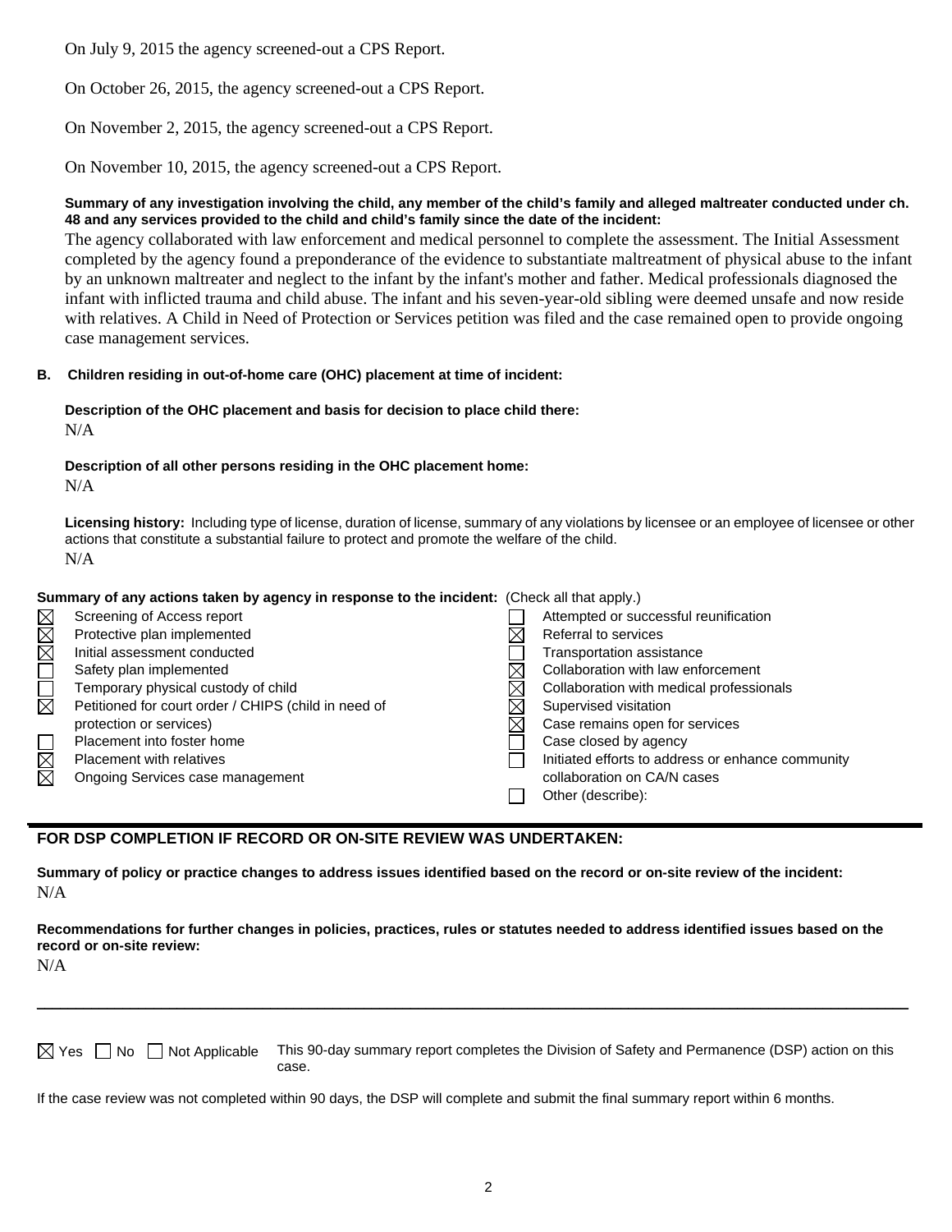On July 9, 2015 the agency screened-out a CPS Report.

On October 26, 2015, the agency screened-out a CPS Report.

On November 2, 2015, the agency screened-out a CPS Report.

On November 10, 2015, the agency screened-out a CPS Report.

**Summary of any investigation involving the child, any member of the child's family and alleged maltreater conducted under ch. 48 and any services provided to the child and child's family since the date of the incident:**

The agency collaborated with law enforcement and medical personnel to complete the assessment. The Initial Assessment completed by the agency found a preponderance of the evidence to substantiate maltreatment of physical abuse to the infant by an unknown maltreater and neglect to the infant by the infant's mother and father. Medical professionals diagnosed the infant with inflicted trauma and child abuse. The infant and his seven-year-old sibling were deemed unsafe and now reside with relatives. A Child in Need of Protection or Services petition was filed and the case remained open to provide ongoing case management services.

**B. Children residing in out-of-home care (OHC) placement at time of incident:**

**Description of the OHC placement and basis for decision to place child there:**
N/A

**Description of all other persons residing in the OHC placement home:**
N/A

**Licensing history:** Including type of license, duration of license, summary of any violations by licensee or an employee of licensee or other actions that constitute a substantial failure to protect and promote the welfare of the child.
N/A

**Summary of any actions taken by agency in response to the incident:** (Check all that apply.)

- [x] Screening of Access report
- [x] Protective plan implemented
- [x] Initial assessment conducted
- [ ] Safety plan implemented
- [ ] Temporary physical custody of child
- [x] Petitioned for court order / CHIPS (child in need of protection or services)
- [ ] Placement into foster home
- [x] Placement with relatives
- [x] Ongoing Services case management
- [ ] Attempted or successful reunification
- [x] Referral to services
- [ ] Transportation assistance
- [x] Collaboration with law enforcement
- [x] Collaboration with medical professionals
- [x] Supervised visitation
- [x] Case remains open for services
- [ ] Case closed by agency
- [ ] Initiated efforts to address or enhance community collaboration on CA/N cases
- [ ] Other (describe):

## FOR DSP COMPLETION IF RECORD OR ON-SITE REVIEW WAS UNDERTAKEN:

**Summary of policy or practice changes to address issues identified based on the record or on-site review of the incident:**
N/A

**Recommendations for further changes in policies, practices, rules or statutes needed to address identified issues based on the record or on-site review:**
N/A

---

[x] Yes [ ] No [ ] Not Applicable This 90-day summary report completes the Division of Safety and Permanence (DSP) action on this case.

If the case review was not completed within 90 days, the DSP will complete and submit the final summary report within 6 months.